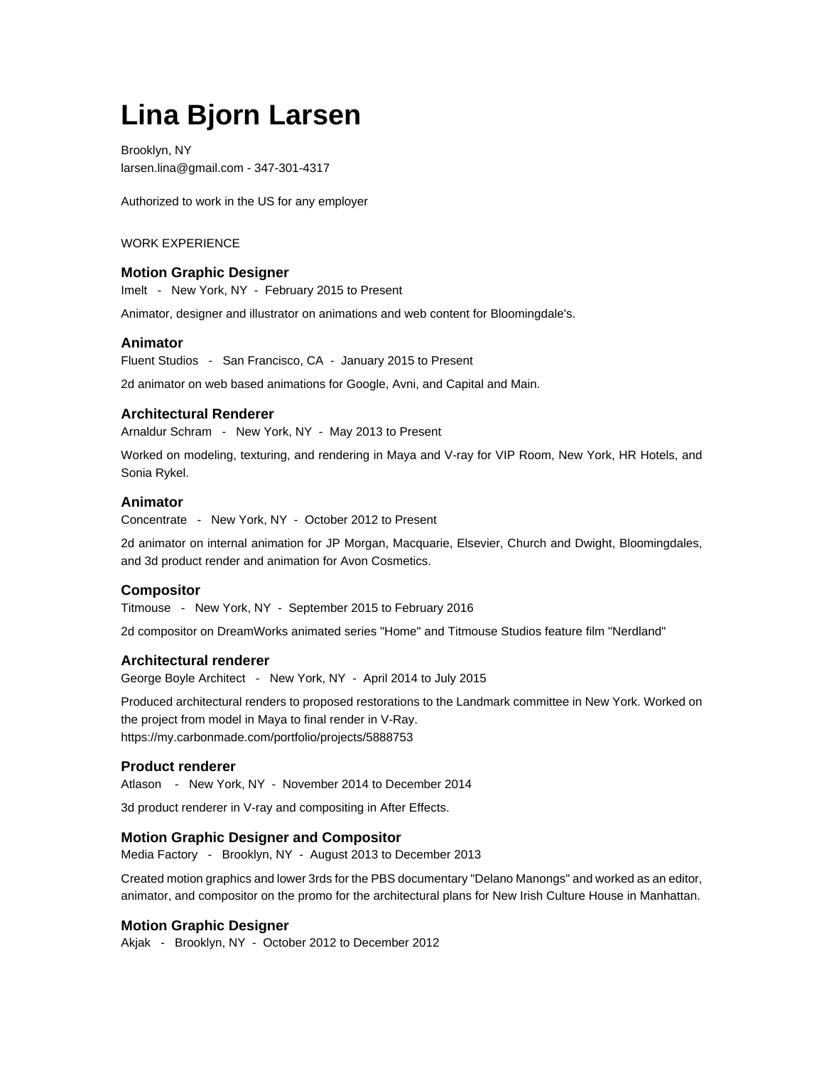# Lina Bjorn Larsen

Brooklyn, NY
larsen.lina@gmail.com - 347-301-4317

Authorized to work in the US for any employer

WORK EXPERIENCE

### Motion Graphic Designer

Imelt - New York, NY - February 2015 to Present

Animator, designer and illustrator on animations and web content for Bloomingdale's.

### Animator

Fluent Studios - San Francisco, CA - January 2015 to Present

2d animator on web based animations for Google, Avni, and Capital and Main.

### Architectural Renderer

Arnaldur Schram - New York, NY - May 2013 to Present

Worked on modeling, texturing, and rendering in Maya and V-ray for VIP Room, New York, HR Hotels, and Sonia Rykel.

### Animator

Concentrate - New York, NY - October 2012 to Present

2d animator on internal animation for JP Morgan, Macquarie, Elsevier, Church and Dwight, Bloomingdales, and 3d product render and animation for Avon Cosmetics.

### Compositor

Titmouse - New York, NY - September 2015 to February 2016

2d compositor on DreamWorks animated series "Home" and Titmouse Studios feature film "Nerdland"

### Architectural renderer

George Boyle Architect - New York, NY - April 2014 to July 2015

Produced architectural renders to proposed restorations to the Landmark committee in New York. Worked on the project from model in Maya to final render in V-Ray.
https://my.carbonmade.com/portfolio/projects/5888753

### Product renderer

Atlason - New York, NY - November 2014 to December 2014

3d product renderer in V-ray and compositing in After Effects.

### Motion Graphic Designer and Compositor

Media Factory - Brooklyn, NY - August 2013 to December 2013

Created motion graphics and lower 3rds for the PBS documentary "Delano Manongs" and worked as an editor, animator, and compositor on the promo for the architectural plans for New Irish Culture House in Manhattan.

### Motion Graphic Designer

Akjak - Brooklyn, NY - October 2012 to December 2012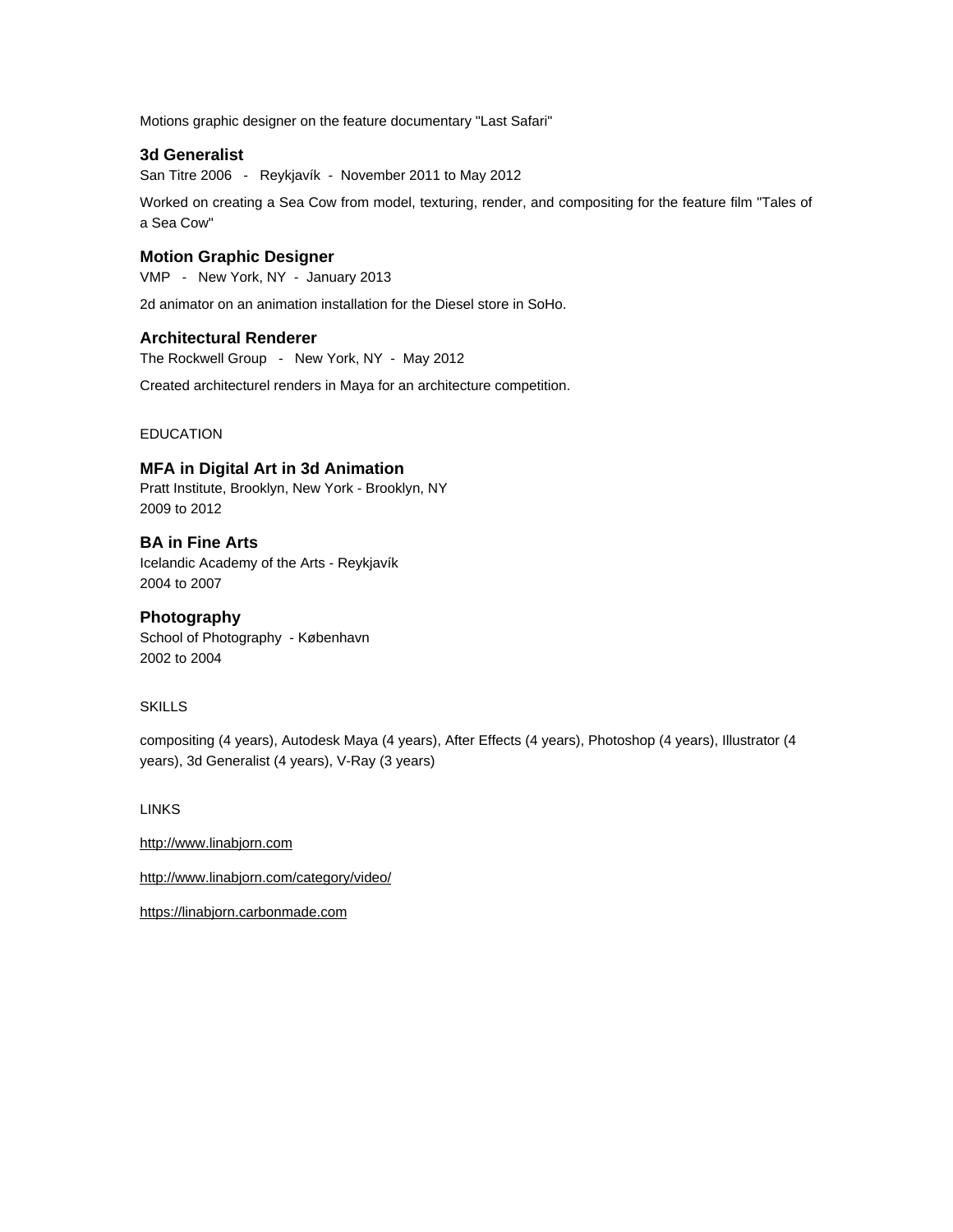Motions graphic designer on the feature documentary "Last Safari"

### 3d Generalist

San Titre 2006 - Reykjavík - November 2011 to May 2012

Worked on creating a Sea Cow from model, texturing, render, and compositing for the feature film "Tales of a Sea Cow"

### Motion Graphic Designer

VMP - New York, NY - January 2013

2d animator on an animation installation for the Diesel store in SoHo.

### Architectural Renderer

The Rockwell Group - New York, NY - May 2012

Created architecturel renders in Maya for an architecture competition.

## EDUCATION

### MFA in Digital Art in 3d Animation

Pratt Institute, Brooklyn, New York - Brooklyn, NY
2009 to 2012

### BA in Fine Arts

Icelandic Academy of the Arts - Reykjavík
2004 to 2007

### Photography

School of Photography - København
2002 to 2004

## SKILLS

compositing (4 years), Autodesk Maya (4 years), After Effects (4 years), Photoshop (4 years), Illustrator (4 years), 3d Generalist (4 years), V-Ray (3 years)

## LINKS

http://www.linabjorn.com

http://www.linabjorn.com/category/video/

https://linabjorn.carbonmade.com